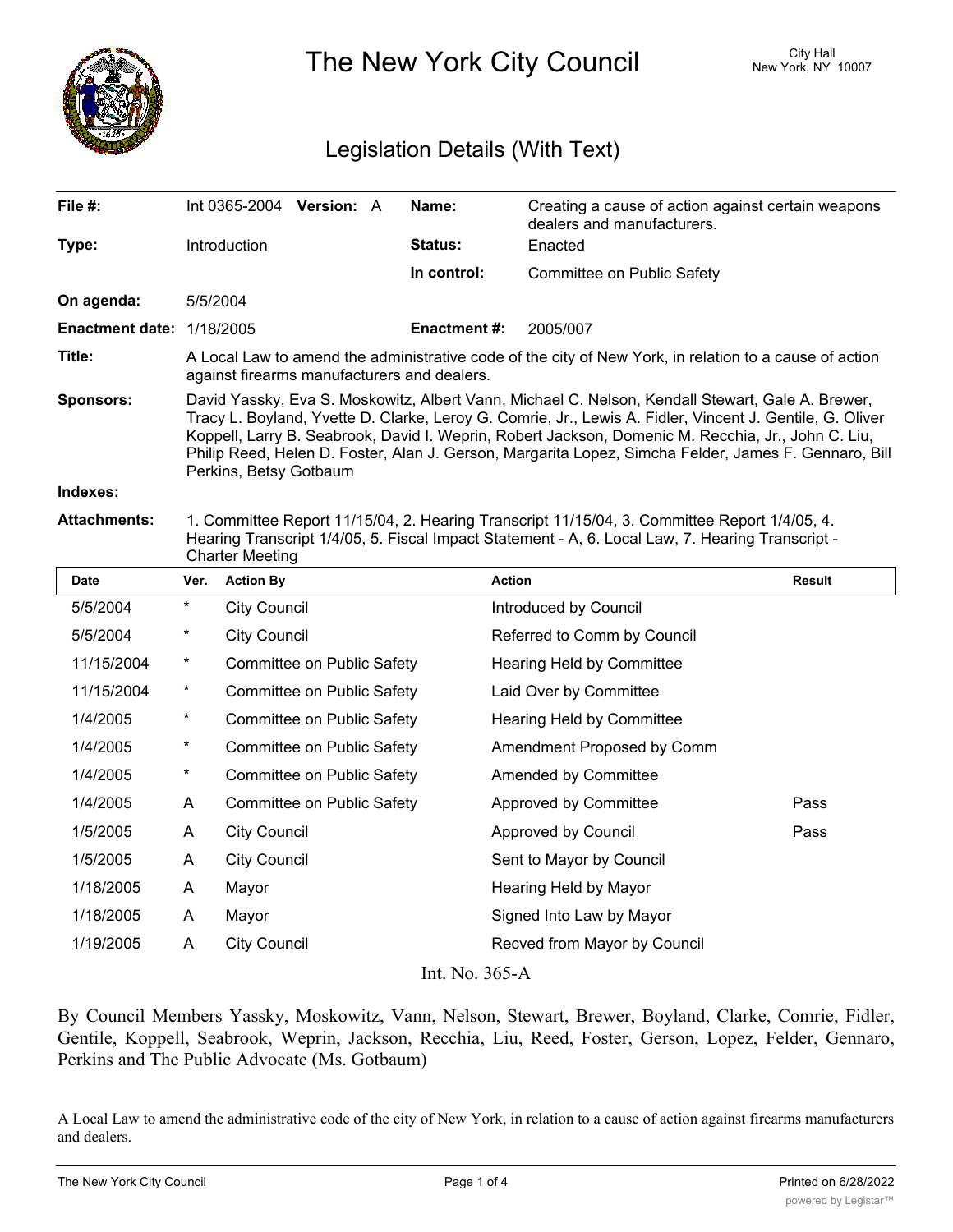# The New York City Council

City Hall
New York, NY 10007

## Legislation Details (With Text)

| | | | |
|---|---|---|---|
| **File #:** | Int 0365-2004 **Version:** A | **Name:** | Creating a cause of action against certain weapons dealers and manufacturers. |
| **Type:** | Introduction | **Status:** | Enacted |
| | | **In control:** | Committee on Public Safety |
| **On agenda:** | 5/5/2004 | | |
| **Enactment date:** | 1/18/2005 | **Enactment #:** | 2005/007 |

**Title:** A Local Law to amend the administrative code of the city of New York, in relation to a cause of action against firearms manufacturers and dealers.

**Sponsors:** David Yassky, Eva S. Moskowitz, Albert Vann, Michael C. Nelson, Kendall Stewart, Gale A. Brewer, Tracy L. Boyland, Yvette D. Clarke, Leroy G. Comrie, Jr., Lewis A. Fidler, Vincent J. Gentile, G. Oliver Koppell, Larry B. Seabrook, David I. Weprin, Robert Jackson, Domenic M. Recchia, Jr., John C. Liu, Philip Reed, Helen D. Foster, Alan J. Gerson, Margarita Lopez, Simcha Felder, James F. Gennaro, Bill Perkins, Betsy Gotbaum

**Indexes:**

**Attachments:** 1. Committee Report 11/15/04, 2. Hearing Transcript 11/15/04, 3. Committee Report 1/4/05, 4. Hearing Transcript 1/4/05, 5. Fiscal Impact Statement - A, 6. Local Law, 7. Hearing Transcript - Charter Meeting

| Date | Ver. | Action By | Action | Result |
|---|---|---|---|---|
| 5/5/2004 | * | City Council | Introduced by Council | |
| 5/5/2004 | * | City Council | Referred to Comm by Council | |
| 11/15/2004 | * | Committee on Public Safety | Hearing Held by Committee | |
| 11/15/2004 | * | Committee on Public Safety | Laid Over by Committee | |
| 1/4/2005 | * | Committee on Public Safety | Hearing Held by Committee | |
| 1/4/2005 | * | Committee on Public Safety | Amendment Proposed by Comm | |
| 1/4/2005 | * | Committee on Public Safety | Amended by Committee | |
| 1/4/2005 | A | Committee on Public Safety | Approved by Committee | Pass |
| 1/5/2005 | A | City Council | Approved by Council | Pass |
| 1/5/2005 | A | City Council | Sent to Mayor by Council | |
| 1/18/2005 | A | Mayor | Hearing Held by Mayor | |
| 1/18/2005 | A | Mayor | Signed Into Law by Mayor | |
| 1/19/2005 | A | City Council | Recved from Mayor by Council | |

Int. No. 365-A

By Council Members Yassky, Moskowitz, Vann, Nelson, Stewart, Brewer, Boyland, Clarke, Comrie, Fidler, Gentile, Koppell, Seabrook, Weprin, Jackson, Recchia, Liu, Reed, Foster, Gerson, Lopez, Felder, Gennaro, Perkins and The Public Advocate (Ms. Gotbaum)

A Local Law to amend the administrative code of the city of New York, in relation to a cause of action against firearms manufacturers and dealers.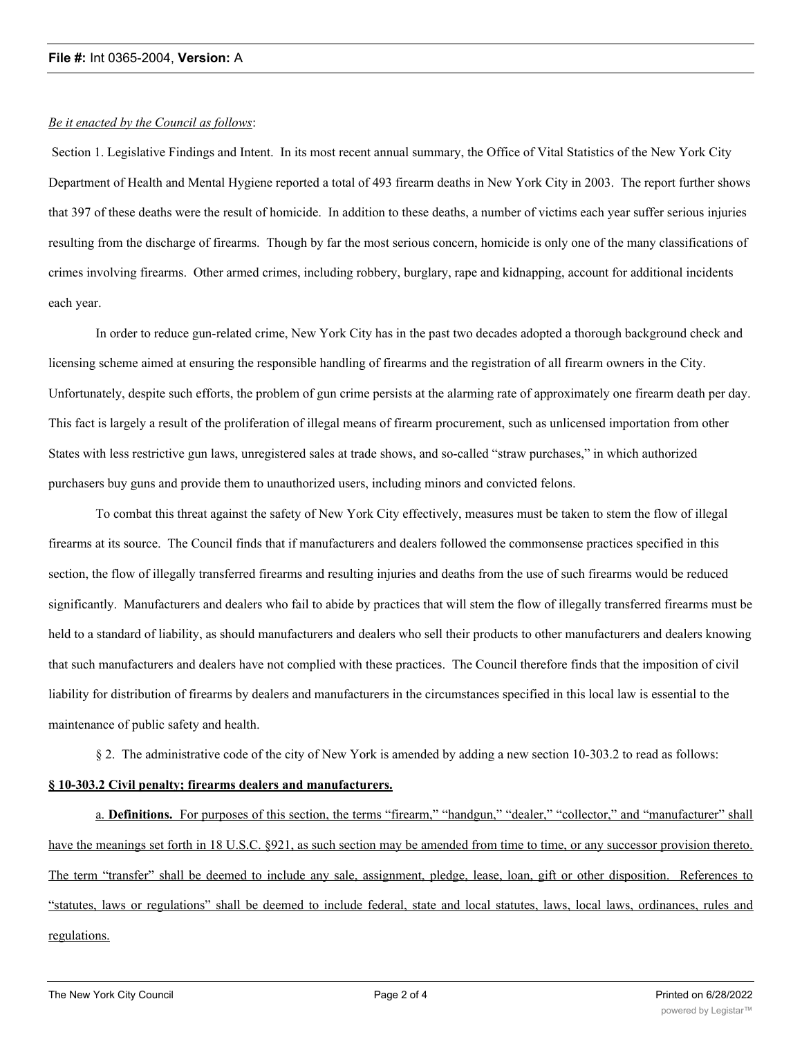*Be it enacted by the Council as follows*:

Section 1. Legislative Findings and Intent. In its most recent annual summary, the Office of Vital Statistics of the New York City Department of Health and Mental Hygiene reported a total of 493 firearm deaths in New York City in 2003. The report further shows that 397 of these deaths were the result of homicide. In addition to these deaths, a number of victims each year suffer serious injuries resulting from the discharge of firearms. Though by far the most serious concern, homicide is only one of the many classifications of crimes involving firearms. Other armed crimes, including robbery, burglary, rape and kidnapping, account for additional incidents each year.

In order to reduce gun-related crime, New York City has in the past two decades adopted a thorough background check and licensing scheme aimed at ensuring the responsible handling of firearms and the registration of all firearm owners in the City. Unfortunately, despite such efforts, the problem of gun crime persists at the alarming rate of approximately one firearm death per day. This fact is largely a result of the proliferation of illegal means of firearm procurement, such as unlicensed importation from other States with less restrictive gun laws, unregistered sales at trade shows, and so-called "straw purchases," in which authorized purchasers buy guns and provide them to unauthorized users, including minors and convicted felons.

To combat this threat against the safety of New York City effectively, measures must be taken to stem the flow of illegal firearms at its source. The Council finds that if manufacturers and dealers followed the commonsense practices specified in this section, the flow of illegally transferred firearms and resulting injuries and deaths from the use of such firearms would be reduced significantly. Manufacturers and dealers who fail to abide by practices that will stem the flow of illegally transferred firearms must be held to a standard of liability, as should manufacturers and dealers who sell their products to other manufacturers and dealers knowing that such manufacturers and dealers have not complied with these practices. The Council therefore finds that the imposition of civil liability for distribution of firearms by dealers and manufacturers in the circumstances specified in this local law is essential to the maintenance of public safety and health.

§ 2. The administrative code of the city of New York is amended by adding a new section 10-303.2 to read as follows:

**§ 10-303.2 Civil penalty; firearms dealers and manufacturers.**

a. **Definitions.** For purposes of this section, the terms "firearm," "handgun," "dealer," "collector," and "manufacturer" shall have the meanings set forth in 18 U.S.C. §921, as such section may be amended from time to time, or any successor provision thereto. The term "transfer" shall be deemed to include any sale, assignment, pledge, lease, loan, gift or other disposition. References to "statutes, laws or regulations" shall be deemed to include federal, state and local statutes, laws, local laws, ordinances, rules and regulations.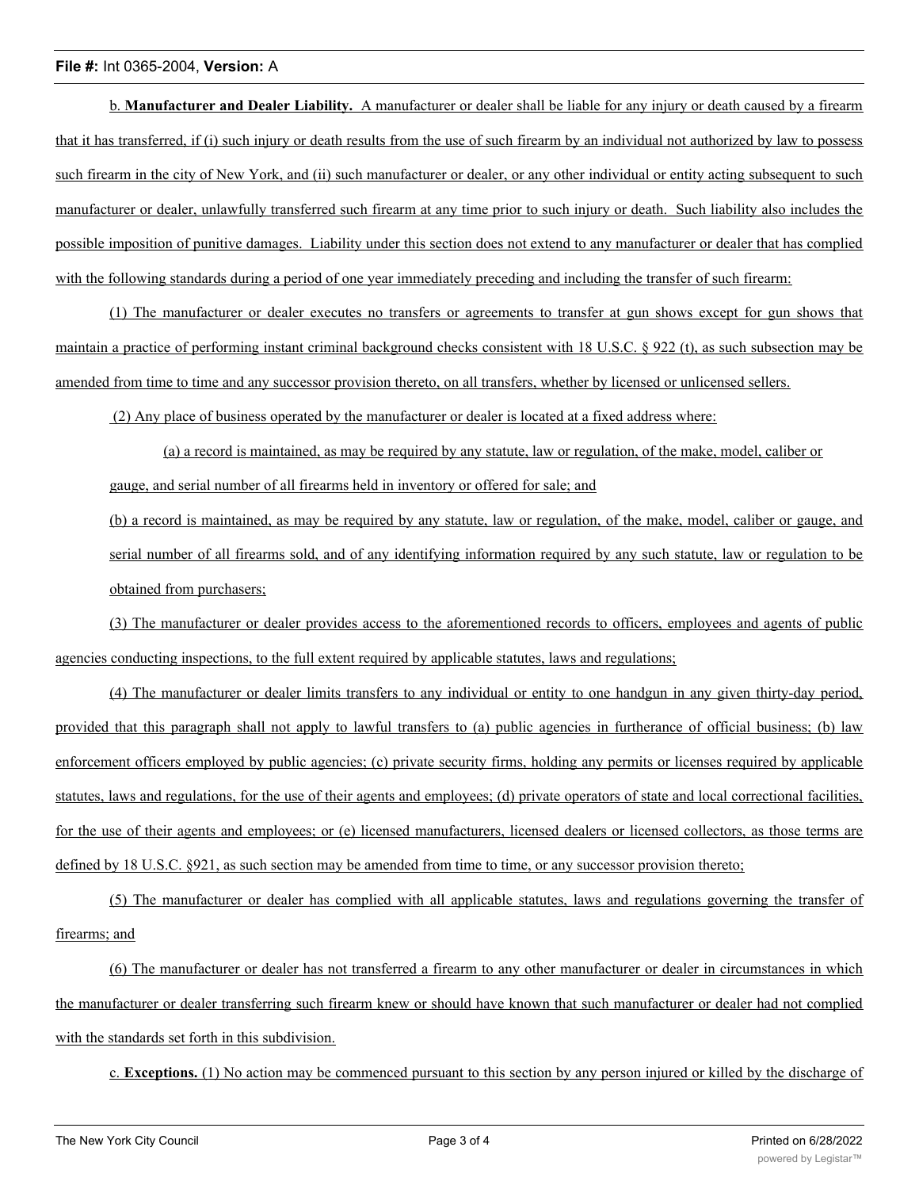b. **Manufacturer and Dealer Liability.** A manufacturer or dealer shall be liable for any injury or death caused by a firearm that it has transferred, if (i) such injury or death results from the use of such firearm by an individual not authorized by law to possess such firearm in the city of New York, and (ii) such manufacturer or dealer, or any other individual or entity acting subsequent to such manufacturer or dealer, unlawfully transferred such firearm at any time prior to such injury or death. Such liability also includes the possible imposition of punitive damages. Liability under this section does not extend to any manufacturer or dealer that has complied with the following standards during a period of one year immediately preceding and including the transfer of such firearm:

(1) The manufacturer or dealer executes no transfers or agreements to transfer at gun shows except for gun shows that maintain a practice of performing instant criminal background checks consistent with 18 U.S.C. § 922 (t), as such subsection may be amended from time to time and any successor provision thereto, on all transfers, whether by licensed or unlicensed sellers.

(2) Any place of business operated by the manufacturer or dealer is located at a fixed address where:

(a) a record is maintained, as may be required by any statute, law or regulation, of the make, model, caliber or gauge, and serial number of all firearms held in inventory or offered for sale; and

(b) a record is maintained, as may be required by any statute, law or regulation, of the make, model, caliber or gauge, and serial number of all firearms sold, and of any identifying information required by any such statute, law or regulation to be obtained from purchasers;

(3) The manufacturer or dealer provides access to the aforementioned records to officers, employees and agents of public agencies conducting inspections, to the full extent required by applicable statutes, laws and regulations;

(4) The manufacturer or dealer limits transfers to any individual or entity to one handgun in any given thirty-day period, provided that this paragraph shall not apply to lawful transfers to (a) public agencies in furtherance of official business; (b) law enforcement officers employed by public agencies; (c) private security firms, holding any permits or licenses required by applicable statutes, laws and regulations, for the use of their agents and employees; (d) private operators of state and local correctional facilities, for the use of their agents and employees; or (e) licensed manufacturers, licensed dealers or licensed collectors, as those terms are defined by 18 U.S.C. §921, as such section may be amended from time to time, or any successor provision thereto;

(5) The manufacturer or dealer has complied with all applicable statutes, laws and regulations governing the transfer of firearms; and

(6) The manufacturer or dealer has not transferred a firearm to any other manufacturer or dealer in circumstances in which the manufacturer or dealer transferring such firearm knew or should have known that such manufacturer or dealer had not complied with the standards set forth in this subdivision.

c. **Exceptions.** (1) No action may be commenced pursuant to this section by any person injured or killed by the discharge of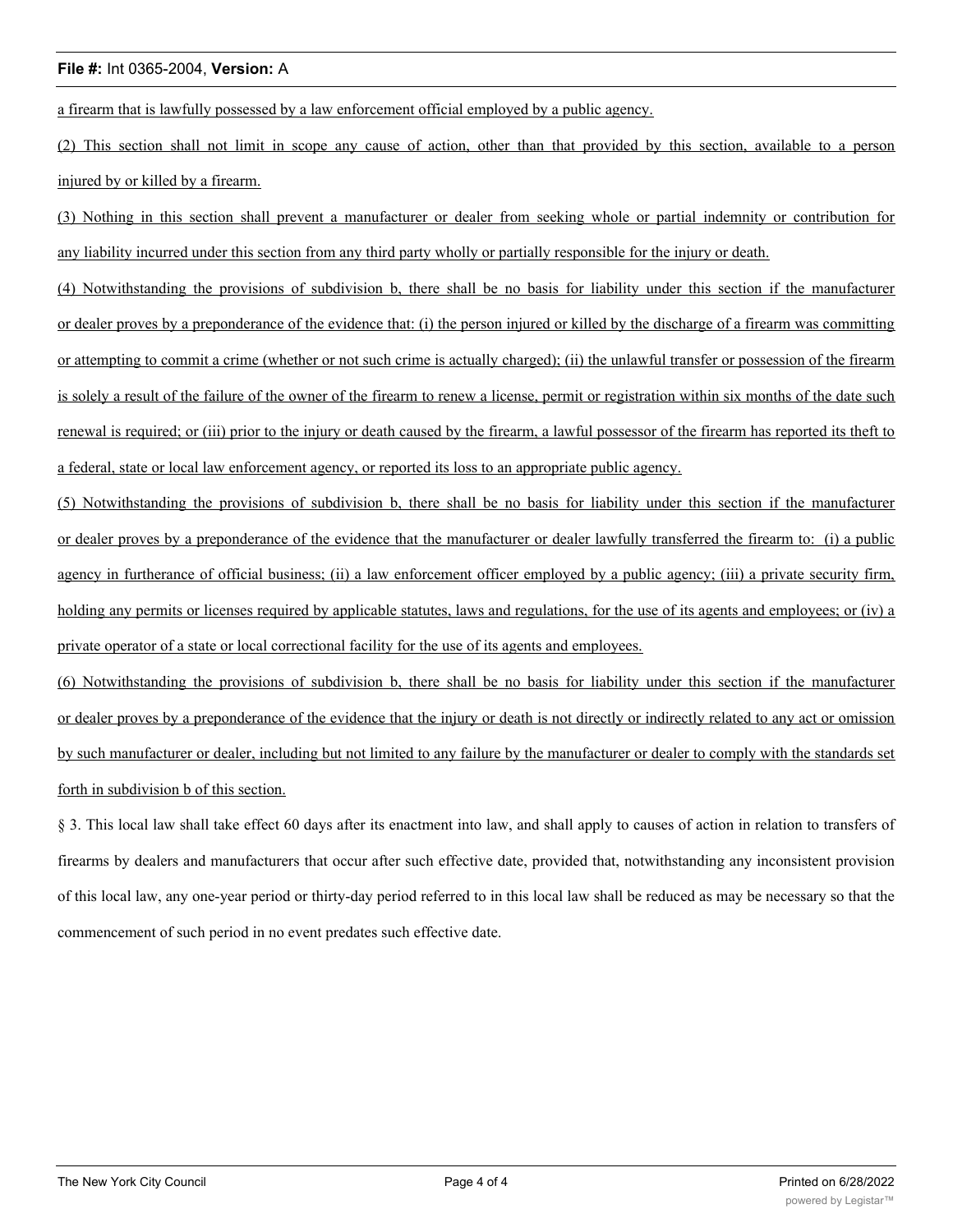a firearm that is lawfully possessed by a law enforcement official employed by a public agency.

(2) This section shall not limit in scope any cause of action, other than that provided by this section, available to a person injured by or killed by a firearm.

(3) Nothing in this section shall prevent a manufacturer or dealer from seeking whole or partial indemnity or contribution for any liability incurred under this section from any third party wholly or partially responsible for the injury or death.

(4) Notwithstanding the provisions of subdivision b, there shall be no basis for liability under this section if the manufacturer or dealer proves by a preponderance of the evidence that: (i) the person injured or killed by the discharge of a firearm was committing or attempting to commit a crime (whether or not such crime is actually charged); (ii) the unlawful transfer or possession of the firearm is solely a result of the failure of the owner of the firearm to renew a license, permit or registration within six months of the date such renewal is required; or (iii) prior to the injury or death caused by the firearm, a lawful possessor of the firearm has reported its theft to a federal, state or local law enforcement agency, or reported its loss to an appropriate public agency.

(5) Notwithstanding the provisions of subdivision b, there shall be no basis for liability under this section if the manufacturer or dealer proves by a preponderance of the evidence that the manufacturer or dealer lawfully transferred the firearm to: (i) a public agency in furtherance of official business; (ii) a law enforcement officer employed by a public agency; (iii) a private security firm, holding any permits or licenses required by applicable statutes, laws and regulations, for the use of its agents and employees; or (iv) a private operator of a state or local correctional facility for the use of its agents and employees.

(6) Notwithstanding the provisions of subdivision b, there shall be no basis for liability under this section if the manufacturer or dealer proves by a preponderance of the evidence that the injury or death is not directly or indirectly related to any act or omission by such manufacturer or dealer, including but not limited to any failure by the manufacturer or dealer to comply with the standards set forth in subdivision b of this section.

§ 3. This local law shall take effect 60 days after its enactment into law, and shall apply to causes of action in relation to transfers of firearms by dealers and manufacturers that occur after such effective date, provided that, notwithstanding any inconsistent provision of this local law, any one-year period or thirty-day period referred to in this local law shall be reduced as may be necessary so that the commencement of such period in no event predates such effective date.